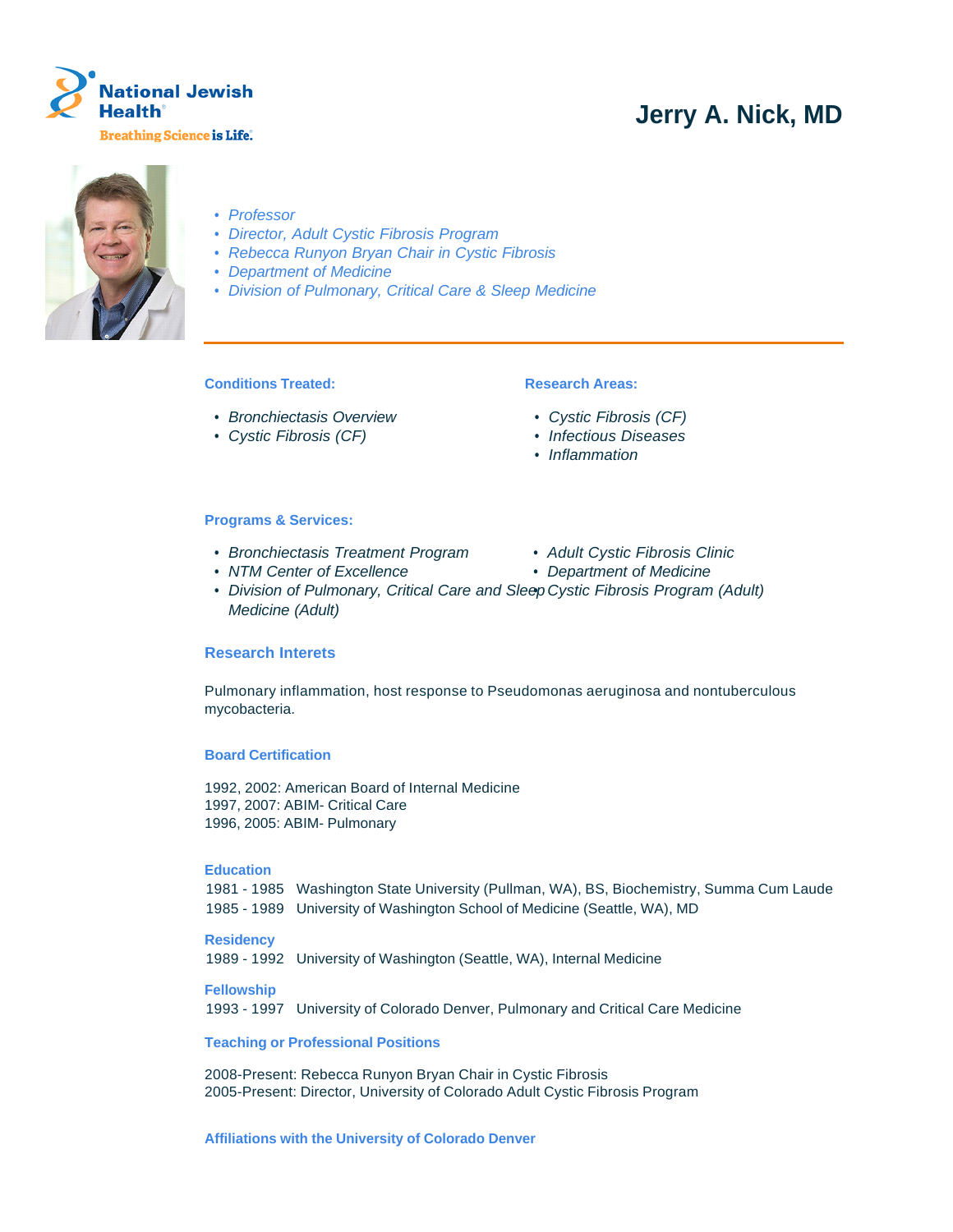National Jewish Health

Breathing Science is Life.

# Jerry A. Nick, MD

- *Professor*
- *Director, Adult Cystic Fibrosis Program*
- *Rebecca Runyon Bryan Chair in Cystic Fibrosis*
- *Department of Medicine*
- *Division of Pulmonary, Critical Care & Sleep Medicine*

### Conditions Treated:

- *Bronchiectasis Overview*
- *Cystic Fibrosis (CF)*

### Research Areas:

- *Cystic Fibrosis (CF)*
- *Infectious Diseases*
- *Inflammation*

### Programs & Services:

- *Bronchiectasis Treatment Program*
- *NTM Center of Excellence*
- *Division of Pulmonary, Critical Care and Sleep Medicine (Adult)*
- *Adult Cystic Fibrosis Clinic*
- *Department of Medicine*
- *Cystic Fibrosis Program (Adult)*

## Research Interets

Pulmonary inflammation, host response to Pseudomonas aeruginosa and nontuberculous mycobacteria.

### Board Certification

1992, 2002: American Board of Internal Medicine
1997, 2007: ABIM- Critical Care
1996, 2005: ABIM- Pulmonary

### Education

1981 - 1985 Washington State University (Pullman, WA), BS, Biochemistry, Summa Cum Laude
1985 - 1989 University of Washington School of Medicine (Seattle, WA), MD

### Residency

1989 - 1992 University of Washington (Seattle, WA), Internal Medicine

### Fellowship

1993 - 1997 University of Colorado Denver, Pulmonary and Critical Care Medicine

### Teaching or Professional Positions

2008-Present: Rebecca Runyon Bryan Chair in Cystic Fibrosis
2005-Present: Director, University of Colorado Adult Cystic Fibrosis Program

### Affiliations with the University of Colorado Denver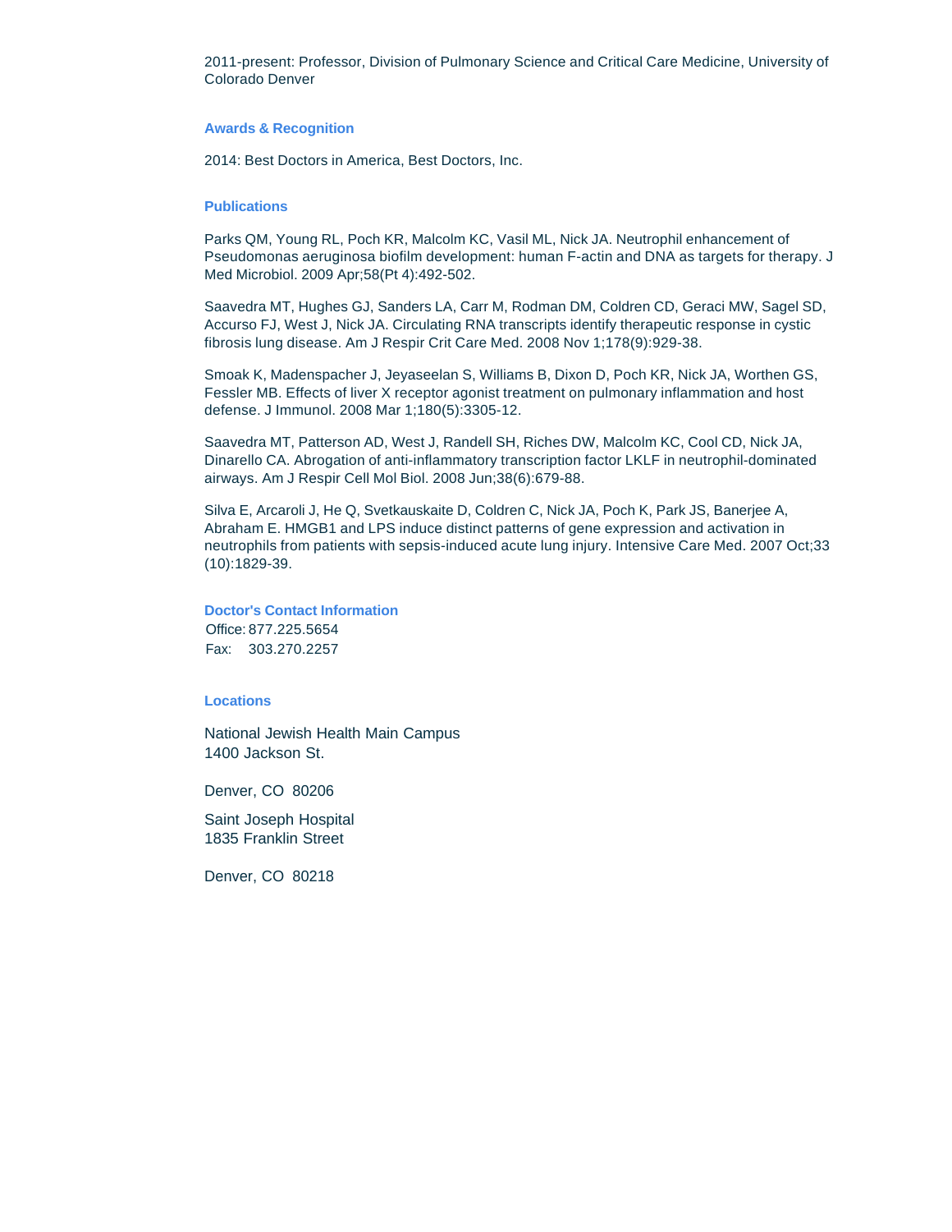2011-present: Professor, Division of Pulmonary Science and Critical Care Medicine, University of Colorado Denver

## Awards & Recognition

2014: Best Doctors in America, Best Doctors, Inc.

## Publications

Parks QM, Young RL, Poch KR, Malcolm KC, Vasil ML, Nick JA. Neutrophil enhancement of Pseudomonas aeruginosa biofilm development: human F-actin and DNA as targets for therapy. J Med Microbiol. 2009 Apr;58(Pt 4):492-502.

Saavedra MT, Hughes GJ, Sanders LA, Carr M, Rodman DM, Coldren CD, Geraci MW, Sagel SD, Accurso FJ, West J, Nick JA. Circulating RNA transcripts identify therapeutic response in cystic fibrosis lung disease. Am J Respir Crit Care Med. 2008 Nov 1;178(9):929-38.

Smoak K, Madenspacher J, Jeyaseelan S, Williams B, Dixon D, Poch KR, Nick JA, Worthen GS, Fessler MB. Effects of liver X receptor agonist treatment on pulmonary inflammation and host defense. J Immunol. 2008 Mar 1;180(5):3305-12.

Saavedra MT, Patterson AD, West J, Randell SH, Riches DW, Malcolm KC, Cool CD, Nick JA, Dinarello CA. Abrogation of anti-inflammatory transcription factor LKLF in neutrophil-dominated airways. Am J Respir Cell Mol Biol. 2008 Jun;38(6):679-88.

Silva E, Arcaroli J, He Q, Svetkauskaite D, Coldren C, Nick JA, Poch K, Park JS, Banerjee A, Abraham E. HMGB1 and LPS induce distinct patterns of gene expression and activation in neutrophils from patients with sepsis-induced acute lung injury. Intensive Care Med. 2007 Oct;33(10):1829-39.

## Doctor's Contact Information

Office: 877.225.5654
Fax: 303.270.2257

## Locations

National Jewish Health Main Campus
1400 Jackson St.

Denver, CO 80206

Saint Joseph Hospital
1835 Franklin Street

Denver, CO 80218